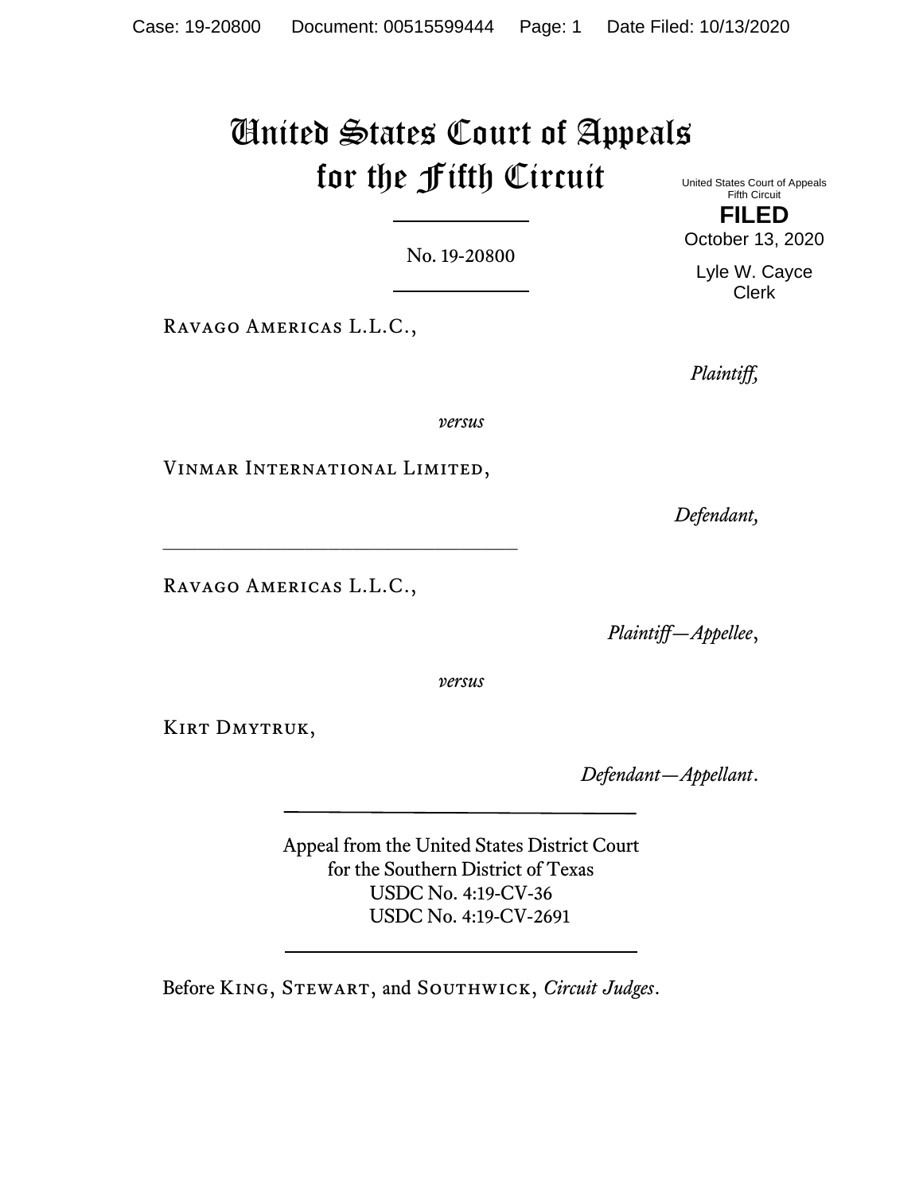# United States Court of Appeals for the Fifth Circuit

United States Court of Appeals
Fifth Circuit

**FILED**

October 13, 2020

Lyle W. Cayce
Clerk

No. 19-20800

Ravago Americas L.L.C.,

*Plaintiff,*

*versus*

Vinmar International Limited,

*Defendant,*

---

Ravago Americas L.L.C.,

*Plaintiff—Appellee*,

*versus*

Kirt Dmytruk,

*Defendant—Appellant*.

---

Appeal from the United States District Court
for the Southern District of Texas
USDC No. 4:19-CV-36
USDC No. 4:19-CV-2691

---

Before King, Stewart, and Southwick, *Circuit Judges*.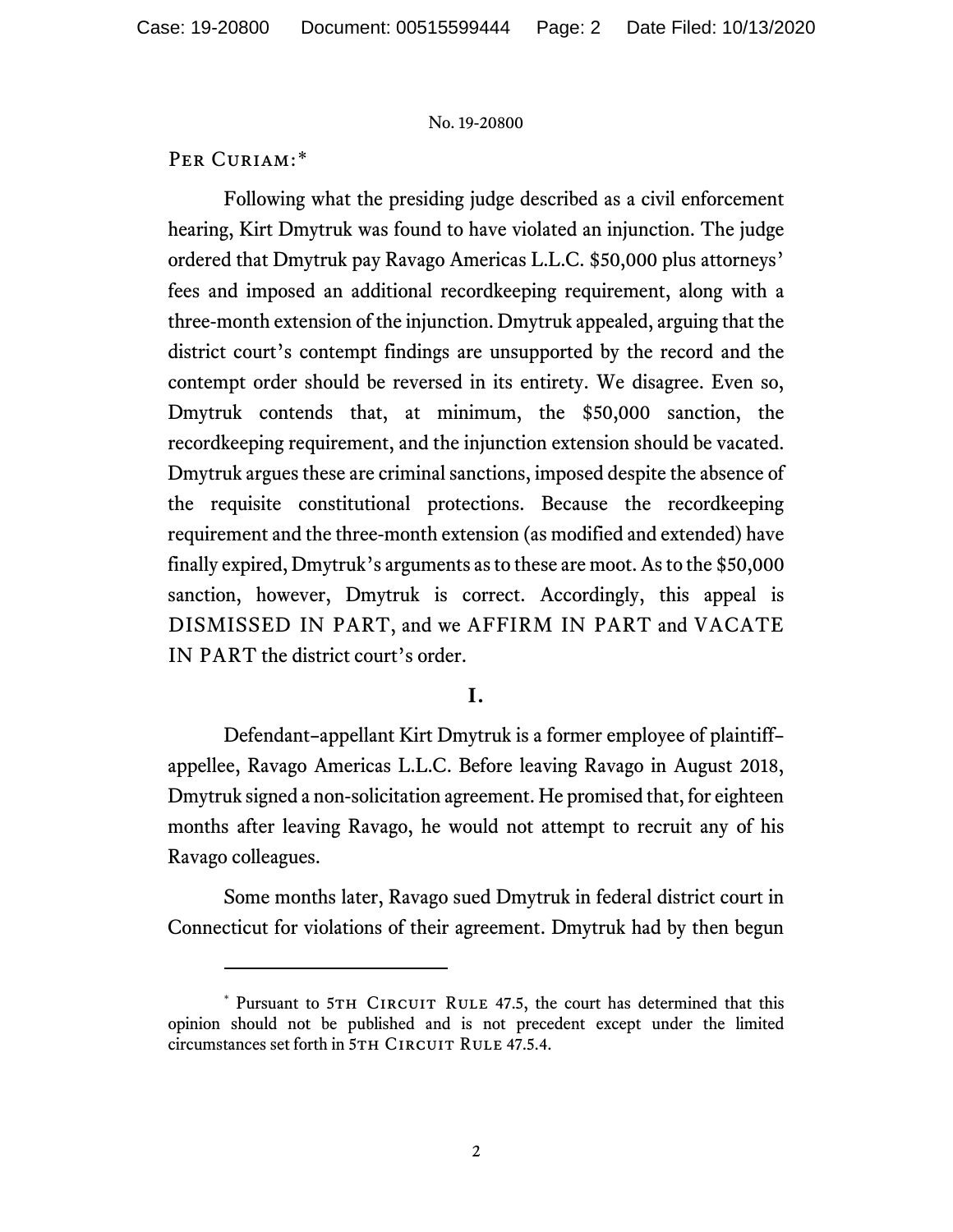PER CURIAM:[*]

Following what the presiding judge described as a civil enforcement hearing, Kirt Dmytruk was found to have violated an injunction. The judge ordered that Dmytruk pay Ravago Americas L.L.C. $50,000 plus attorneys' fees and imposed an additional recordkeeping requirement, along with a three-month extension of the injunction. Dmytruk appealed, arguing that the district court's contempt findings are unsupported by the record and the contempt order should be reversed in its entirety. We disagree. Even so, Dmytruk contends that, at minimum, the $50,000 sanction, the recordkeeping requirement, and the injunction extension should be vacated. Dmytruk argues these are criminal sanctions, imposed despite the absence of the requisite constitutional protections. Because the recordkeeping requirement and the three-month extension (as modified and extended) have finally expired, Dmytruk's arguments as to these are moot. As to the $50,000 sanction, however, Dmytruk is correct. Accordingly, this appeal is DISMISSED IN PART, and we AFFIRM IN PART and VACATE IN PART the district court's order.

## I.

Defendant–appellant Kirt Dmytruk is a former employee of plaintiff–appellee, Ravago Americas L.L.C. Before leaving Ravago in August 2018, Dmytruk signed a non-solicitation agreement. He promised that, for eighteen months after leaving Ravago, he would not attempt to recruit any of his Ravago colleagues.

Some months later, Ravago sued Dmytruk in federal district court in Connecticut for violations of their agreement. Dmytruk had by then begun

---

[*] Pursuant to 5TH CIRCUIT RULE 47.5, the court has determined that this opinion should not be published and is not precedent except under the limited circumstances set forth in 5TH CIRCUIT RULE 47.5.4.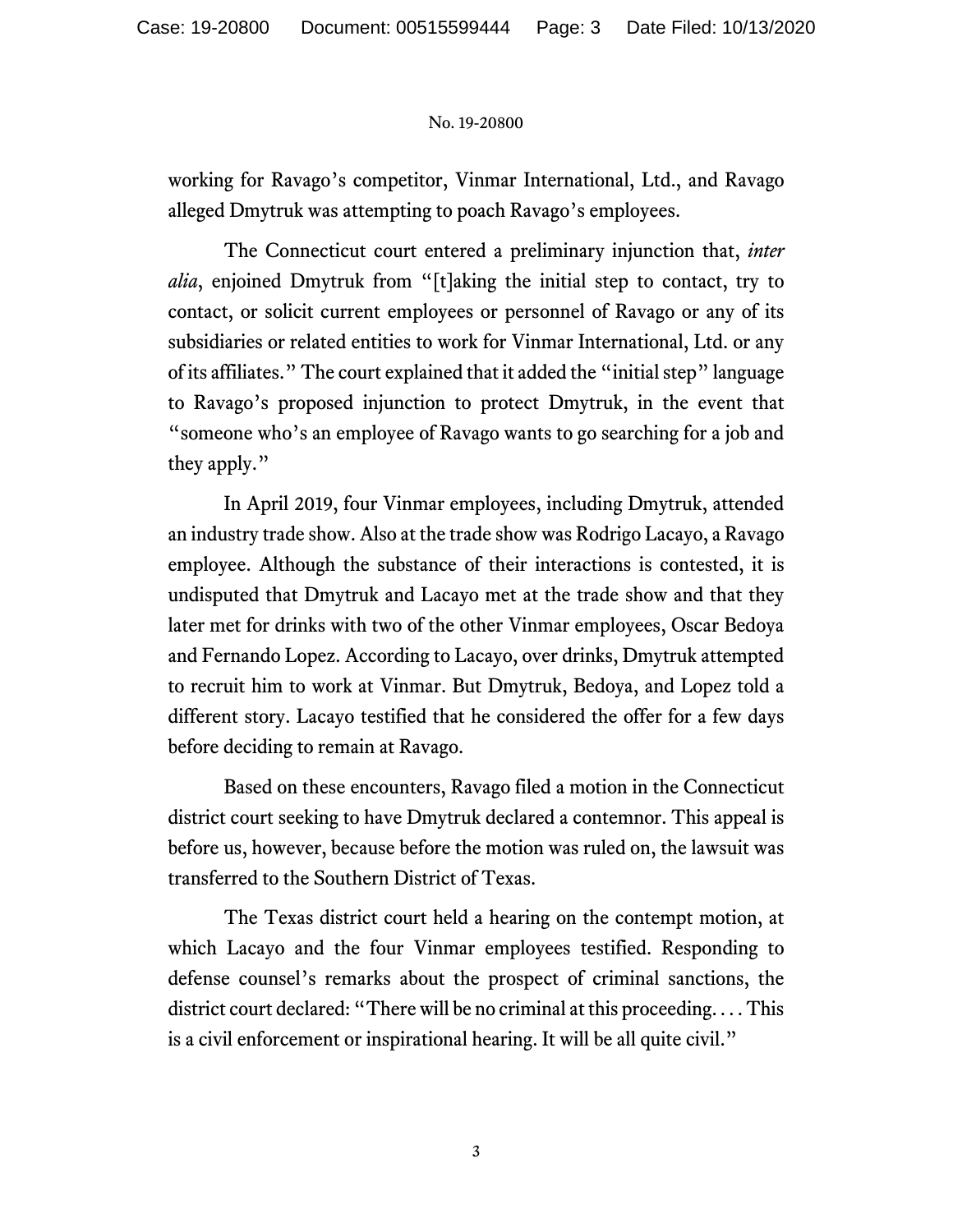working for Ravago's competitor, Vinmar International, Ltd., and Ravago alleged Dmytruk was attempting to poach Ravago's employees.

The Connecticut court entered a preliminary injunction that, *inter alia*, enjoined Dmytruk from "[t]aking the initial step to contact, try to contact, or solicit current employees or personnel of Ravago or any of its subsidiaries or related entities to work for Vinmar International, Ltd. or any of its affiliates." The court explained that it added the "initial step" language to Ravago's proposed injunction to protect Dmytruk, in the event that "someone who's an employee of Ravago wants to go searching for a job and they apply."

In April 2019, four Vinmar employees, including Dmytruk, attended an industry trade show. Also at the trade show was Rodrigo Lacayo, a Ravago employee. Although the substance of their interactions is contested, it is undisputed that Dmytruk and Lacayo met at the trade show and that they later met for drinks with two of the other Vinmar employees, Oscar Bedoya and Fernando Lopez. According to Lacayo, over drinks, Dmytruk attempted to recruit him to work at Vinmar. But Dmytruk, Bedoya, and Lopez told a different story. Lacayo testified that he considered the offer for a few days before deciding to remain at Ravago.

Based on these encounters, Ravago filed a motion in the Connecticut district court seeking to have Dmytruk declared a contemnor. This appeal is before us, however, because before the motion was ruled on, the lawsuit was transferred to the Southern District of Texas.

The Texas district court held a hearing on the contempt motion, at which Lacayo and the four Vinmar employees testified. Responding to defense counsel's remarks about the prospect of criminal sanctions, the district court declared: "There will be no criminal at this proceeding. . . . This is a civil enforcement or inspirational hearing. It will be all quite civil."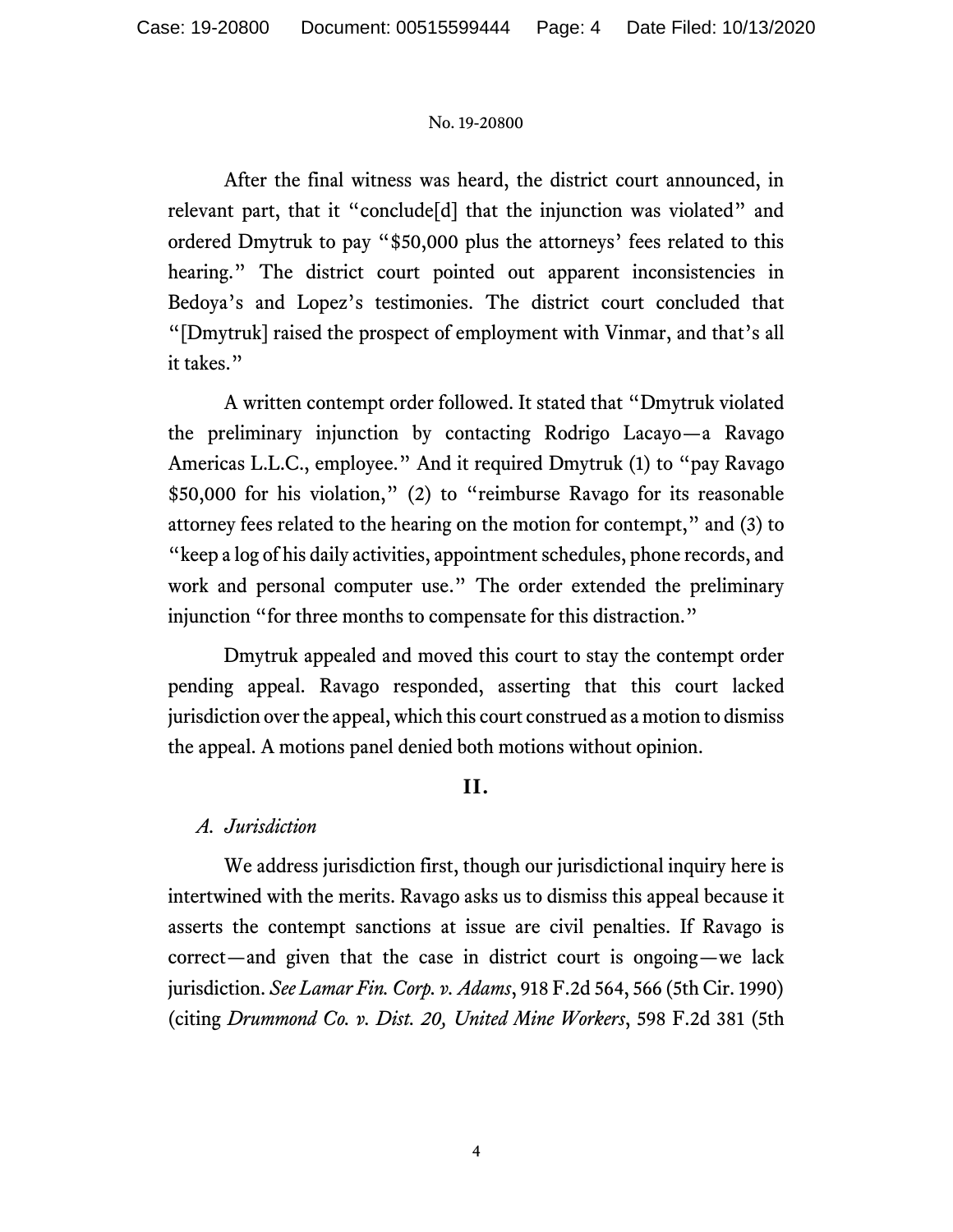After the final witness was heard, the district court announced, in relevant part, that it "conclude[d] that the injunction was violated" and ordered Dmytruk to pay "$50,000 plus the attorneys' fees related to this hearing." The district court pointed out apparent inconsistencies in Bedoya's and Lopez's testimonies. The district court concluded that "[Dmytruk] raised the prospect of employment with Vinmar, and that's all it takes."

A written contempt order followed. It stated that "Dmytruk violated the preliminary injunction by contacting Rodrigo Lacayo—a Ravago Americas L.L.C., employee." And it required Dmytruk (1) to "pay Ravago $50,000 for his violation," (2) to "reimburse Ravago for its reasonable attorney fees related to the hearing on the motion for contempt," and (3) to "keep a log of his daily activities, appointment schedules, phone records, and work and personal computer use." The order extended the preliminary injunction "for three months to compensate for this distraction."

Dmytruk appealed and moved this court to stay the contempt order pending appeal. Ravago responded, asserting that this court lacked jurisdiction over the appeal, which this court construed as a motion to dismiss the appeal. A motions panel denied both motions without opinion.

## II.

### *A. Jurisdiction*

We address jurisdiction first, though our jurisdictional inquiry here is intertwined with the merits. Ravago asks us to dismiss this appeal because it asserts the contempt sanctions at issue are civil penalties. If Ravago is correct—and given that the case in district court is ongoing—we lack jurisdiction. *See Lamar Fin. Corp. v. Adams*, 918 F.2d 564, 566 (5th Cir. 1990) (citing *Drummond Co. v. Dist. 20, United Mine Workers*, 598 F.2d 381 (5th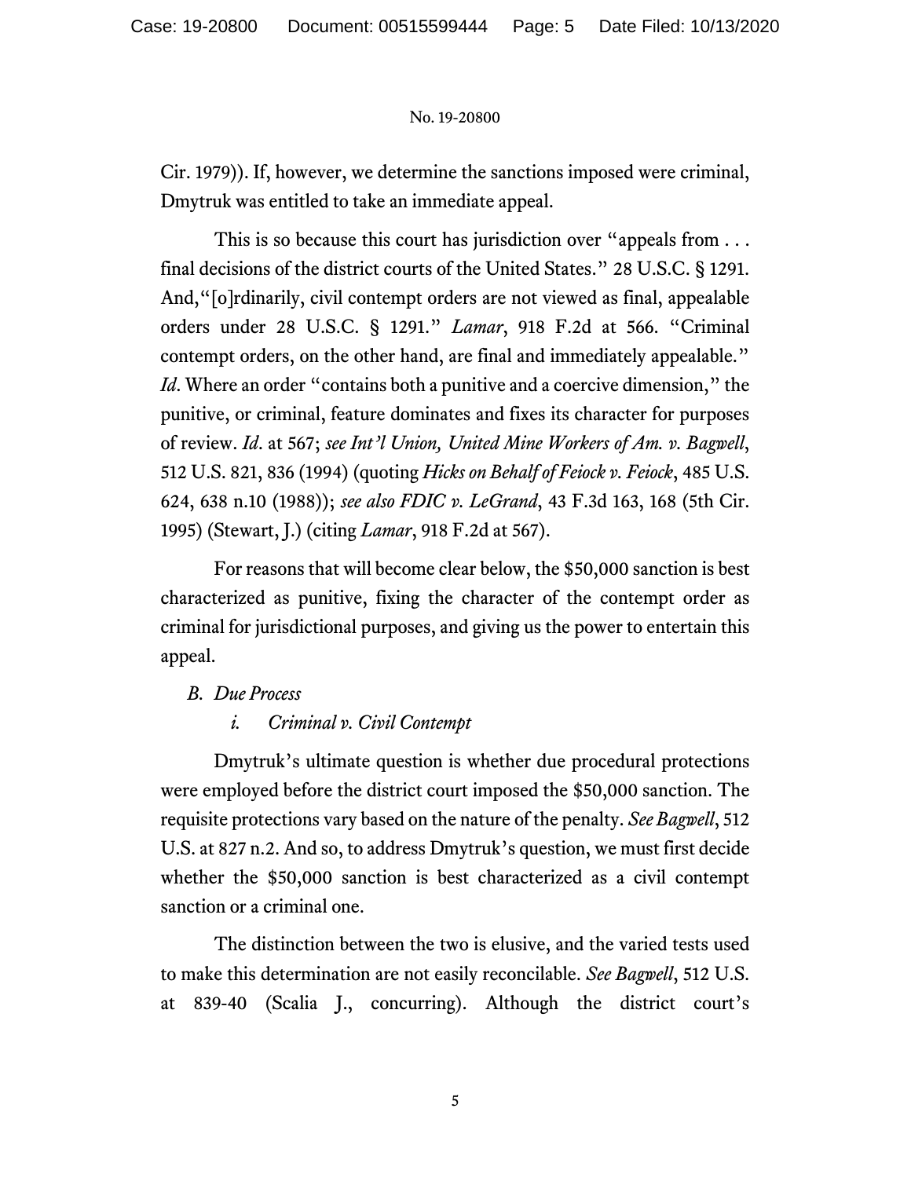Cir. 1979)). If, however, we determine the sanctions imposed were criminal, Dmytruk was entitled to take an immediate appeal.

This is so because this court has jurisdiction over "appeals from . . . final decisions of the district courts of the United States." 28 U.S.C. § 1291. And, "[o]rdinarily, civil contempt orders are not viewed as final, appealable orders under 28 U.S.C. § 1291." *Lamar*, 918 F.2d at 566. "Criminal contempt orders, on the other hand, are final and immediately appealable." *Id*. Where an order "contains both a punitive and a coercive dimension," the punitive, or criminal, feature dominates and fixes its character for purposes of review. *Id*. at 567; *see Int'l Union, United Mine Workers of Am. v. Bagwell*, 512 U.S. 821, 836 (1994) (quoting *Hicks on Behalf of Feiock v. Feiock*, 485 U.S. 624, 638 n.10 (1988)); *see also FDIC v. LeGrand*, 43 F.3d 163, 168 (5th Cir. 1995) (Stewart, J.) (citing *Lamar*, 918 F.2d at 567).

For reasons that will become clear below, the $50,000 sanction is best characterized as punitive, fixing the character of the contempt order as criminal for jurisdictional purposes, and giving us the power to entertain this appeal.

### *B. Due Process*

#### *i. Criminal v. Civil Contempt*

Dmytruk's ultimate question is whether due procedural protections were employed before the district court imposed the $50,000 sanction. The requisite protections vary based on the nature of the penalty. *See Bagwell*, 512 U.S. at 827 n.2. And so, to address Dmytruk's question, we must first decide whether the $50,000 sanction is best characterized as a civil contempt sanction or a criminal one.

The distinction between the two is elusive, and the varied tests used to make this determination are not easily reconcilable. *See Bagwell*, 512 U.S. at 839-40 (Scalia J., concurring). Although the district court's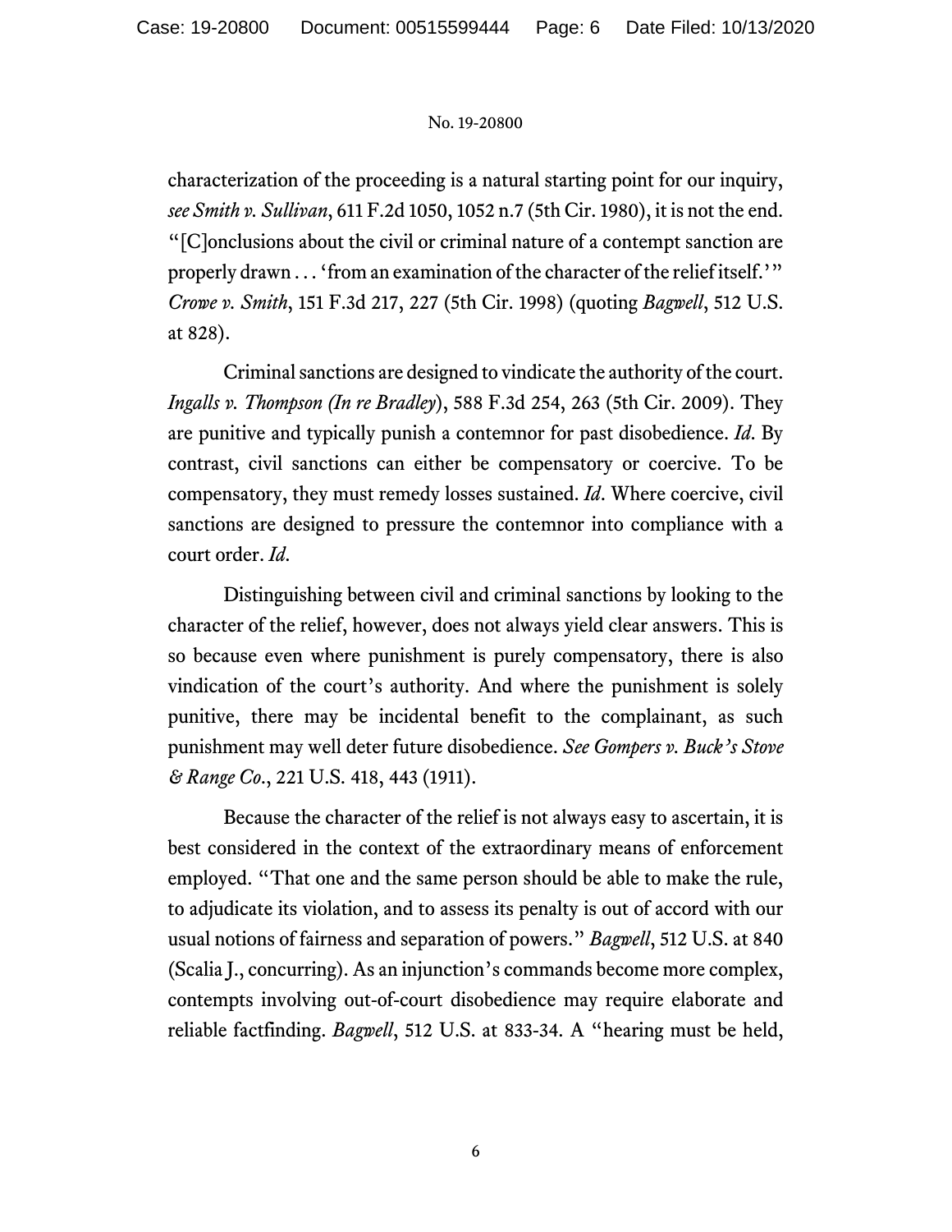characterization of the proceeding is a natural starting point for our inquiry, *see Smith v. Sullivan*, 611 F.2d 1050, 1052 n.7 (5th Cir. 1980), it is not the end. "[C]onclusions about the civil or criminal nature of a contempt sanction are properly drawn . . . 'from an examination of the character of the relief itself.'" *Crowe v. Smith*, 151 F.3d 217, 227 (5th Cir. 1998) (quoting *Bagwell*, 512 U.S. at 828).

Criminal sanctions are designed to vindicate the authority of the court. *Ingalls v. Thompson (In re Bradley)*, 588 F.3d 254, 263 (5th Cir. 2009). They are punitive and typically punish a contemnor for past disobedience. *Id*. By contrast, civil sanctions can either be compensatory or coercive. To be compensatory, they must remedy losses sustained. *Id*. Where coercive, civil sanctions are designed to pressure the contemnor into compliance with a court order. *Id*.

Distinguishing between civil and criminal sanctions by looking to the character of the relief, however, does not always yield clear answers. This is so because even where punishment is purely compensatory, there is also vindication of the court's authority. And where the punishment is solely punitive, there may be incidental benefit to the complainant, as such punishment may well deter future disobedience. *See Gompers v. Buck's Stove & Range Co*., 221 U.S. 418, 443 (1911).

Because the character of the relief is not always easy to ascertain, it is best considered in the context of the extraordinary means of enforcement employed. "That one and the same person should be able to make the rule, to adjudicate its violation, and to assess its penalty is out of accord with our usual notions of fairness and separation of powers." *Bagwell*, 512 U.S. at 840 (Scalia J., concurring). As an injunction's commands become more complex, contempts involving out-of-court disobedience may require elaborate and reliable factfinding. *Bagwell*, 512 U.S. at 833-34. A "hearing must be held,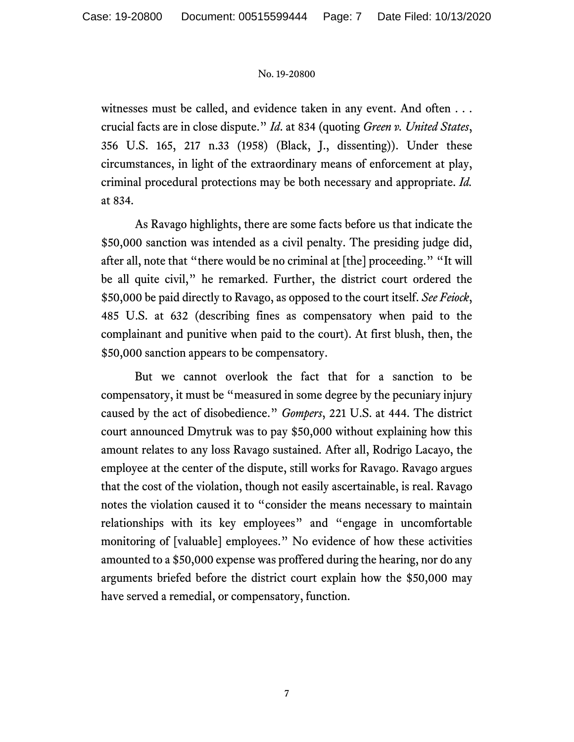witnesses must be called, and evidence taken in any event. And often . . . crucial facts are in close dispute." *Id*. at 834 (quoting *Green v. United States*, 356 U.S. 165, 217 n.33 (1958) (Black, J., dissenting)). Under these circumstances, in light of the extraordinary means of enforcement at play, criminal procedural protections may be both necessary and appropriate. *Id.* at 834.

As Ravago highlights, there are some facts before us that indicate the $50,000 sanction was intended as a civil penalty. The presiding judge did, after all, note that "there would be no criminal at [the] proceeding." "It will be all quite civil," he remarked. Further, the district court ordered the $50,000 be paid directly to Ravago, as opposed to the court itself. *See Feiock*, 485 U.S. at 632 (describing fines as compensatory when paid to the complainant and punitive when paid to the court). At first blush, then, the $50,000 sanction appears to be compensatory.

But we cannot overlook the fact that for a sanction to be compensatory, it must be "measured in some degree by the pecuniary injury caused by the act of disobedience." *Gompers*, 221 U.S. at 444. The district court announced Dmytruk was to pay $50,000 without explaining how this amount relates to any loss Ravago sustained. After all, Rodrigo Lacayo, the employee at the center of the dispute, still works for Ravago. Ravago argues that the cost of the violation, though not easily ascertainable, is real. Ravago notes the violation caused it to "consider the means necessary to maintain relationships with its key employees" and "engage in uncomfortable monitoring of [valuable] employees." No evidence of how these activities amounted to a $50,000 expense was proffered during the hearing, nor do any arguments briefed before the district court explain how the $50,000 may have served a remedial, or compensatory, function.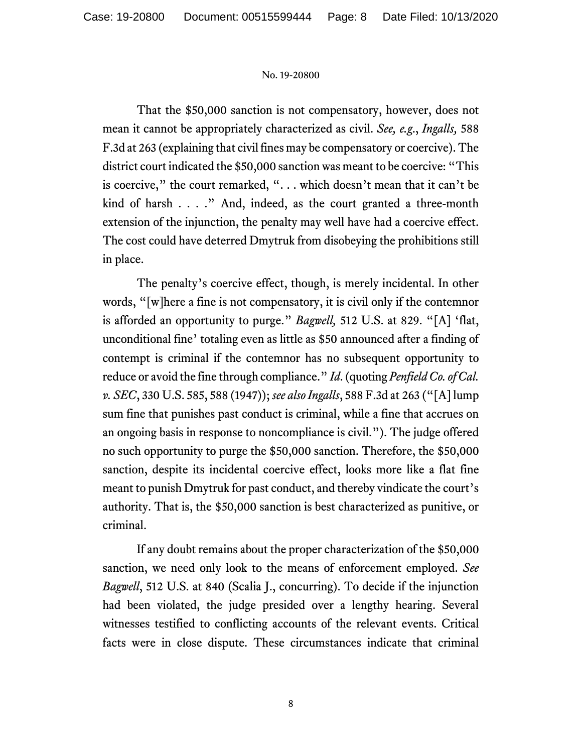That the $50,000 sanction is not compensatory, however, does not mean it cannot be appropriately characterized as civil. *See, e.g.*, *Ingalls,* 588 F.3d at 263 (explaining that civil fines may be compensatory or coercive). The district court indicated the $50,000 sanction was meant to be coercive: "This is coercive," the court remarked, ". . . which doesn't mean that it can't be kind of harsh . . . ." And, indeed, as the court granted a three-month extension of the injunction, the penalty may well have had a coercive effect. The cost could have deterred Dmytruk from disobeying the prohibitions still in place.

The penalty's coercive effect, though, is merely incidental. In other words, "[w]here a fine is not compensatory, it is civil only if the contemnor is afforded an opportunity to purge." *Bagwell,* 512 U.S. at 829. "[A] 'flat, unconditional fine' totaling even as little as $50 announced after a finding of contempt is criminal if the contemnor has no subsequent opportunity to reduce or avoid the fine through compliance." *Id*. (quoting *Penfield Co. of Cal. v. SEC*, 330 U.S. 585, 588 (1947)); *see also Ingalls*, 588 F.3d at 263 ("[A] lump sum fine that punishes past conduct is criminal, while a fine that accrues on an ongoing basis in response to noncompliance is civil."). The judge offered no such opportunity to purge the $50,000 sanction. Therefore, the $50,000 sanction, despite its incidental coercive effect, looks more like a flat fine meant to punish Dmytruk for past conduct, and thereby vindicate the court's authority. That is, the $50,000 sanction is best characterized as punitive, or criminal.

If any doubt remains about the proper characterization of the $50,000 sanction, we need only look to the means of enforcement employed. *See Bagwell*, 512 U.S. at 840 (Scalia J., concurring). To decide if the injunction had been violated, the judge presided over a lengthy hearing. Several witnesses testified to conflicting accounts of the relevant events. Critical facts were in close dispute. These circumstances indicate that criminal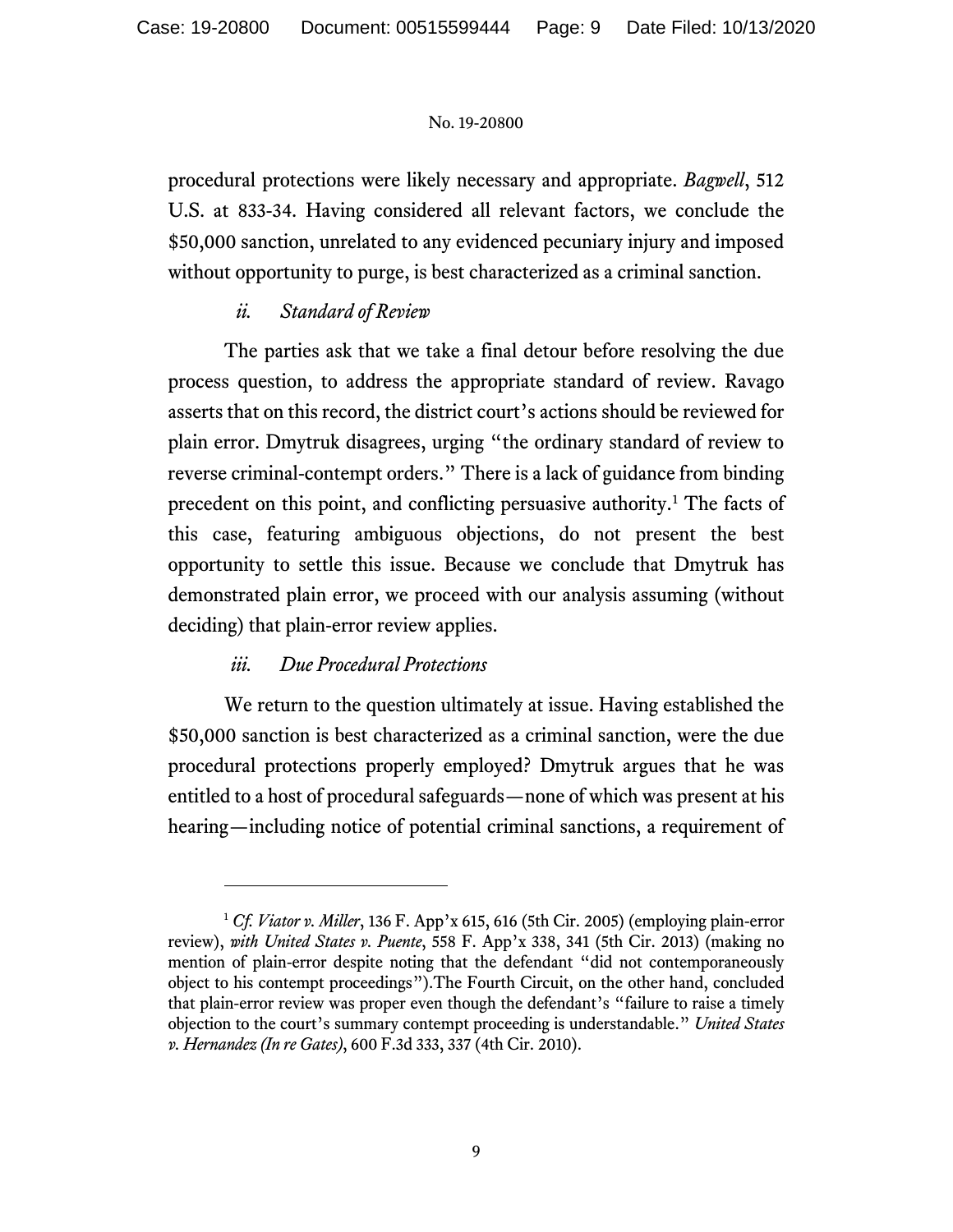procedural protections were likely necessary and appropriate. *Bagwell*, 512 U.S. at 833-34. Having considered all relevant factors, we conclude the $50,000 sanction, unrelated to any evidenced pecuniary injury and imposed without opportunity to purge, is best characterized as a criminal sanction.

### *ii. Standard of Review*

The parties ask that we take a final detour before resolving the due process question, to address the appropriate standard of review. Ravago asserts that on this record, the district court's actions should be reviewed for plain error. Dmytruk disagrees, urging "the ordinary standard of review to reverse criminal-contempt orders." There is a lack of guidance from binding precedent on this point, and conflicting persuasive authority.[1] The facts of this case, featuring ambiguous objections, do not present the best opportunity to settle this issue. Because we conclude that Dmytruk has demonstrated plain error, we proceed with our analysis assuming (without deciding) that plain-error review applies.

### *iii. Due Procedural Protections*

We return to the question ultimately at issue. Having established the $50,000 sanction is best characterized as a criminal sanction, were the due procedural protections properly employed? Dmytruk argues that he was entitled to a host of procedural safeguards—none of which was present at his hearing—including notice of potential criminal sanctions, a requirement of

---

[1] *Cf. Viator v. Miller*, 136 F. App'x 615, 616 (5th Cir. 2005) (employing plain-error review), *with United States v. Puente*, 558 F. App'x 338, 341 (5th Cir. 2013) (making no mention of plain-error despite noting that the defendant "did not contemporaneously object to his contempt proceedings").The Fourth Circuit, on the other hand, concluded that plain-error review was proper even though the defendant's "failure to raise a timely objection to the court's summary contempt proceeding is understandable." *United States v. Hernandez (In re Gates)*, 600 F.3d 333, 337 (4th Cir. 2010).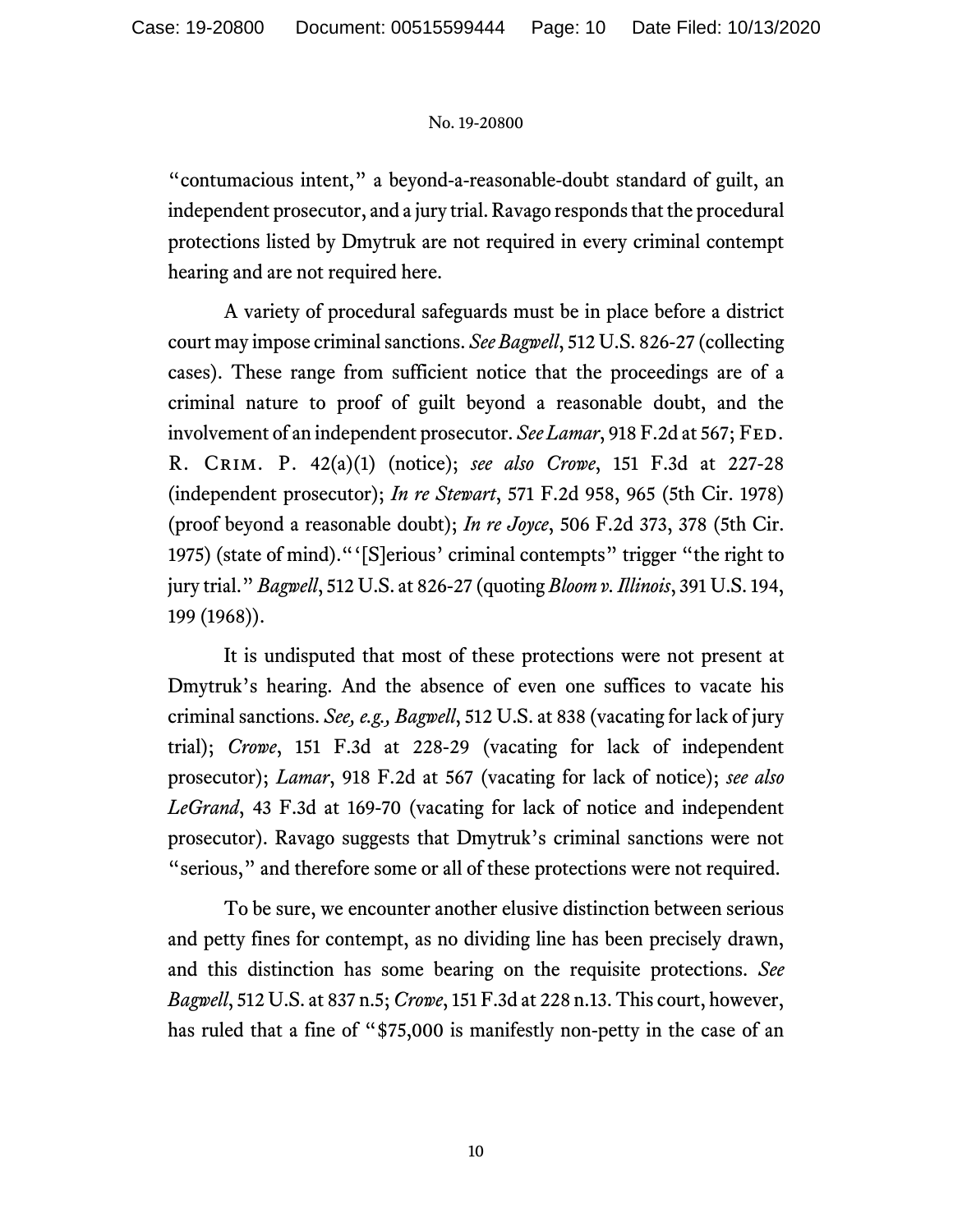"contumacious intent," a beyond-a-reasonable-doubt standard of guilt, an independent prosecutor, and a jury trial. Ravago responds that the procedural protections listed by Dmytruk are not required in every criminal contempt hearing and are not required here.

A variety of procedural safeguards must be in place before a district court may impose criminal sanctions. *See Bagwell*, 512 U.S. 826-27 (collecting cases). These range from sufficient notice that the proceedings are of a criminal nature to proof of guilt beyond a reasonable doubt, and the involvement of an independent prosecutor. *See Lamar*, 918 F.2d at 567; Fed. R. Crim. P. 42(a)(1) (notice); *see also Crowe*, 151 F.3d at 227-28 (independent prosecutor); *In re Stewart*, 571 F.2d 958, 965 (5th Cir. 1978) (proof beyond a reasonable doubt); *In re Joyce*, 506 F.2d 373, 378 (5th Cir. 1975) (state of mind)."'[S]erious' criminal contempts" trigger "the right to jury trial." *Bagwell*, 512 U.S. at 826-27 (quoting *Bloom v. Illinois*, 391 U.S. 194, 199 (1968)).

It is undisputed that most of these protections were not present at Dmytruk's hearing. And the absence of even one suffices to vacate his criminal sanctions. *See, e.g., Bagwell*, 512 U.S. at 838 (vacating for lack of jury trial); *Crowe*, 151 F.3d at 228-29 (vacating for lack of independent prosecutor); *Lamar*, 918 F.2d at 567 (vacating for lack of notice); *see also LeGrand*, 43 F.3d at 169-70 (vacating for lack of notice and independent prosecutor). Ravago suggests that Dmytruk's criminal sanctions were not "serious," and therefore some or all of these protections were not required.

To be sure, we encounter another elusive distinction between serious and petty fines for contempt, as no dividing line has been precisely drawn, and this distinction has some bearing on the requisite protections. *See Bagwell*, 512 U.S. at 837 n.5; *Crowe*, 151 F.3d at 228 n.13. This court, however, has ruled that a fine of "$75,000 is manifestly non-petty in the case of an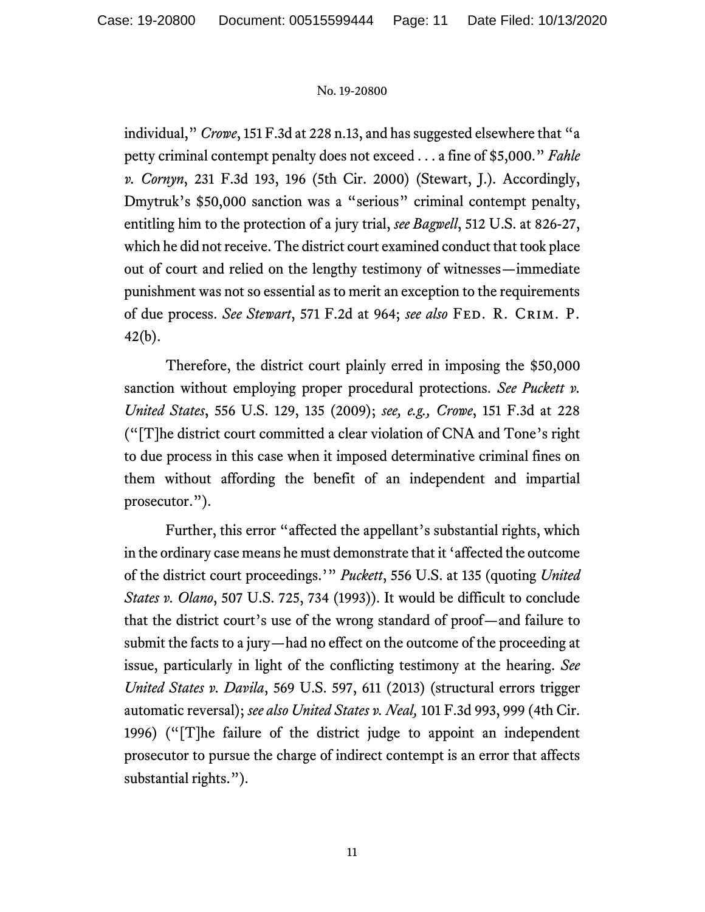individual," *Crowe*, 151 F.3d at 228 n.13, and has suggested elsewhere that "a petty criminal contempt penalty does not exceed . . . a fine of $5,000." *Fahle v. Cornyn*, 231 F.3d 193, 196 (5th Cir. 2000) (Stewart, J.). Accordingly, Dmytruk's $50,000 sanction was a "serious" criminal contempt penalty, entitling him to the protection of a jury trial, *see Bagwell*, 512 U.S. at 826-27, which he did not receive. The district court examined conduct that took place out of court and relied on the lengthy testimony of witnesses—immediate punishment was not so essential as to merit an exception to the requirements of due process. *See Stewart*, 571 F.2d at 964; *see also* Fed. R. Crim. P. 42(b).

Therefore, the district court plainly erred in imposing the $50,000 sanction without employing proper procedural protections. *See Puckett v. United States*, 556 U.S. 129, 135 (2009); *see, e.g., Crowe*, 151 F.3d at 228 ("[T]he district court committed a clear violation of CNA and Tone's right to due process in this case when it imposed determinative criminal fines on them without affording the benefit of an independent and impartial prosecutor.").

Further, this error "affected the appellant's substantial rights, which in the ordinary case means he must demonstrate that it 'affected the outcome of the district court proceedings.'" *Puckett*, 556 U.S. at 135 (quoting *United States v. Olano*, 507 U.S. 725, 734 (1993)). It would be difficult to conclude that the district court's use of the wrong standard of proof—and failure to submit the facts to a jury—had no effect on the outcome of the proceeding at issue, particularly in light of the conflicting testimony at the hearing. *See United States v. Davila*, 569 U.S. 597, 611 (2013) (structural errors trigger automatic reversal); *see also United States v. Neal,* 101 F.3d 993, 999 (4th Cir. 1996) ("[T]he failure of the district judge to appoint an independent prosecutor to pursue the charge of indirect contempt is an error that affects substantial rights.").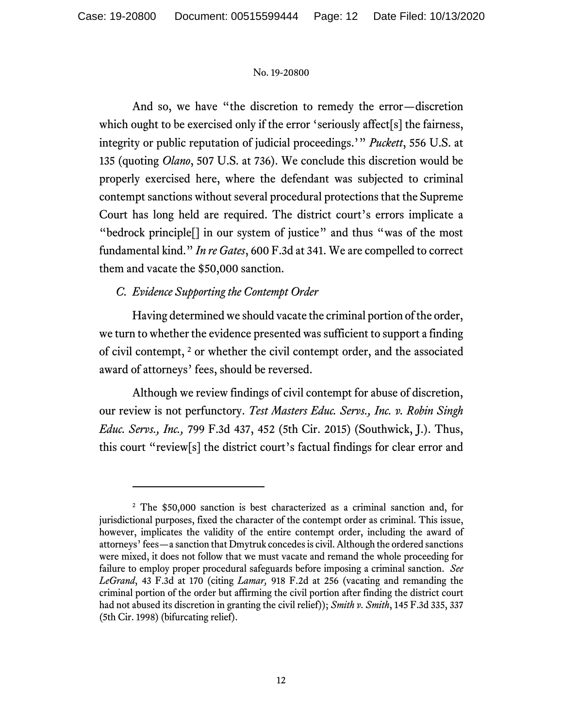And so, we have "the discretion to remedy the error—discretion which ought to be exercised only if the error 'seriously affect[s] the fairness, integrity or public reputation of judicial proceedings.'" *Puckett*, 556 U.S. at 135 (quoting *Olano*, 507 U.S. at 736). We conclude this discretion would be properly exercised here, where the defendant was subjected to criminal contempt sanctions without several procedural protections that the Supreme Court has long held are required. The district court's errors implicate a "bedrock principle[] in our system of justice" and thus "was of the most fundamental kind." *In re Gates*, 600 F.3d at 341. We are compelled to correct them and vacate the $50,000 sanction.

*C. Evidence Supporting the Contempt Order*

Having determined we should vacate the criminal portion of the order, we turn to whether the evidence presented was sufficient to support a finding of civil contempt, [2] or whether the civil contempt order, and the associated award of attorneys' fees, should be reversed.

Although we review findings of civil contempt for abuse of discretion, our review is not perfunctory. *Test Masters Educ. Servs., Inc. v. Robin Singh Educ. Servs., Inc.,* 799 F.3d 437, 452 (5th Cir. 2015) (Southwick, J.). Thus, this court "review[s] the district court's factual findings for clear error and

---

[2] The $50,000 sanction is best characterized as a criminal sanction and, for jurisdictional purposes, fixed the character of the contempt order as criminal. This issue, however, implicates the validity of the entire contempt order, including the award of attorneys' fees—a sanction that Dmytruk concedes is civil. Although the ordered sanctions were mixed, it does not follow that we must vacate and remand the whole proceeding for failure to employ proper procedural safeguards before imposing a criminal sanction. *See LeGrand*, 43 F.3d at 170 (citing *Lamar,* 918 F.2d at 256 (vacating and remanding the criminal portion of the order but affirming the civil portion after finding the district court had not abused its discretion in granting the civil relief)); *Smith v. Smith*, 145 F.3d 335, 337 (5th Cir. 1998) (bifurcating relief).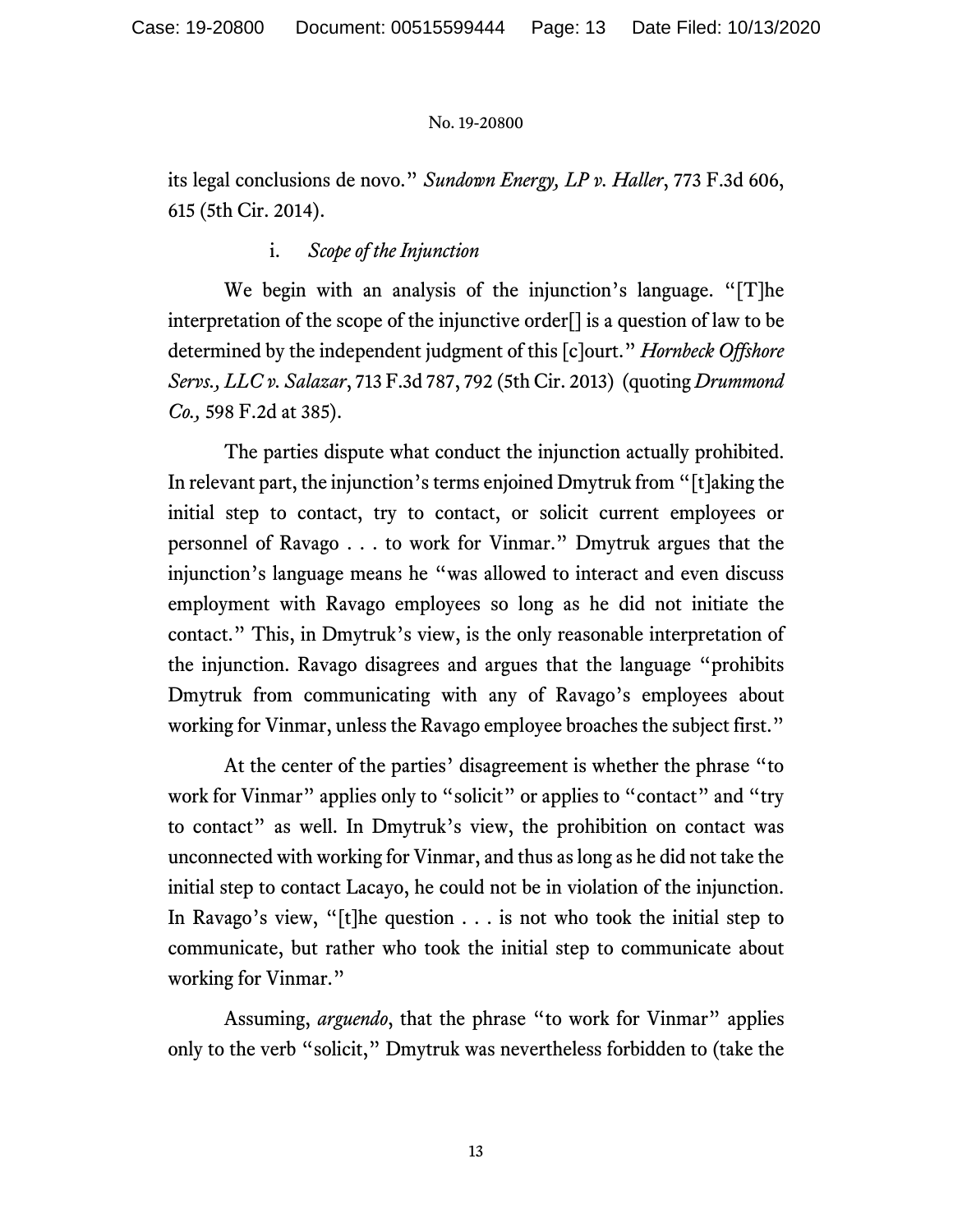its legal conclusions de novo." *Sundown Energy, LP v. Haller*, 773 F.3d 606, 615 (5th Cir. 2014).

i. *Scope of the Injunction*

We begin with an analysis of the injunction's language. "[T]he interpretation of the scope of the injunctive order[] is a question of law to be determined by the independent judgment of this [c]ourt." *Hornbeck Offshore Servs., LLC v. Salazar*, 713 F.3d 787, 792 (5th Cir. 2013) (quoting *Drummond Co.,* 598 F.2d at 385).

The parties dispute what conduct the injunction actually prohibited. In relevant part, the injunction's terms enjoined Dmytruk from "[t]aking the initial step to contact, try to contact, or solicit current employees or personnel of Ravago . . . to work for Vinmar." Dmytruk argues that the injunction's language means he "was allowed to interact and even discuss employment with Ravago employees so long as he did not initiate the contact." This, in Dmytruk's view, is the only reasonable interpretation of the injunction. Ravago disagrees and argues that the language "prohibits Dmytruk from communicating with any of Ravago's employees about working for Vinmar, unless the Ravago employee broaches the subject first."

At the center of the parties' disagreement is whether the phrase "to work for Vinmar" applies only to "solicit" or applies to "contact" and "try to contact" as well. In Dmytruk's view, the prohibition on contact was unconnected with working for Vinmar, and thus as long as he did not take the initial step to contact Lacayo, he could not be in violation of the injunction. In Ravago's view, "[t]he question . . . is not who took the initial step to communicate, but rather who took the initial step to communicate about working for Vinmar."

Assuming, *arguendo*, that the phrase "to work for Vinmar" applies only to the verb "solicit," Dmytruk was nevertheless forbidden to (take the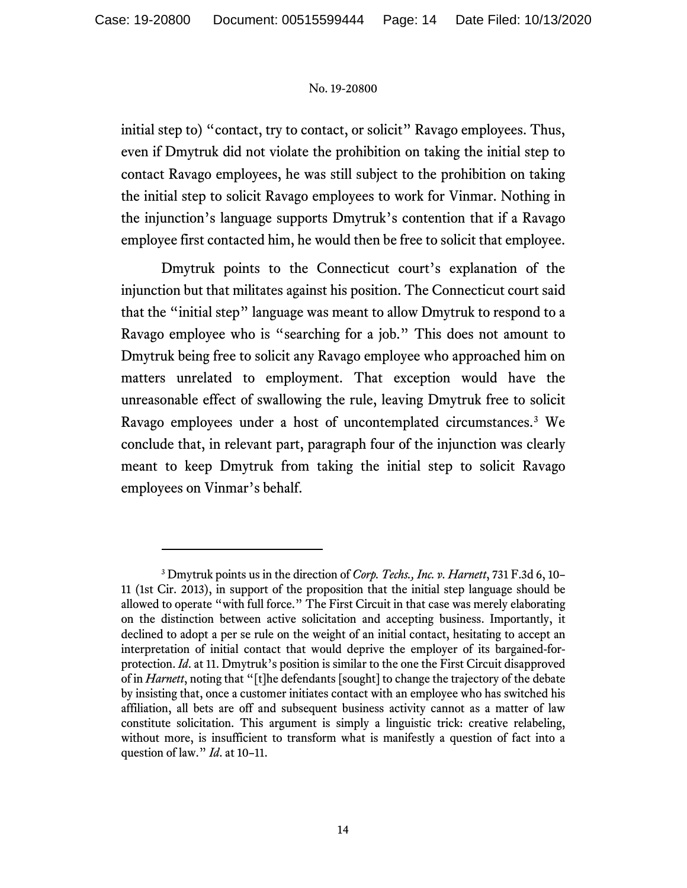initial step to) "contact, try to contact, or solicit" Ravago employees. Thus, even if Dmytruk did not violate the prohibition on taking the initial step to contact Ravago employees, he was still subject to the prohibition on taking the initial step to solicit Ravago employees to work for Vinmar. Nothing in the injunction's language supports Dmytruk's contention that if a Ravago employee first contacted him, he would then be free to solicit that employee.

Dmytruk points to the Connecticut court's explanation of the injunction but that militates against his position. The Connecticut court said that the "initial step" language was meant to allow Dmytruk to respond to a Ravago employee who is "searching for a job." This does not amount to Dmytruk being free to solicit any Ravago employee who approached him on matters unrelated to employment. That exception would have the unreasonable effect of swallowing the rule, leaving Dmytruk free to solicit Ravago employees under a host of uncontemplated circumstances.[3] We conclude that, in relevant part, paragraph four of the injunction was clearly meant to keep Dmytruk from taking the initial step to solicit Ravago employees on Vinmar's behalf.

---

[3] Dmytruk points us in the direction of *Corp. Techs., Inc. v. Harnett*, 731 F.3d 6, 10–11 (1st Cir. 2013), in support of the proposition that the initial step language should be allowed to operate "with full force." The First Circuit in that case was merely elaborating on the distinction between active solicitation and accepting business. Importantly, it declined to adopt a per se rule on the weight of an initial contact, hesitating to accept an interpretation of initial contact that would deprive the employer of its bargained-for-protection. *Id*. at 11. Dmytruk's position is similar to the one the First Circuit disapproved of in *Harnett*, noting that "[t]he defendants [sought] to change the trajectory of the debate by insisting that, once a customer initiates contact with an employee who has switched his affiliation, all bets are off and subsequent business activity cannot as a matter of law constitute solicitation. This argument is simply a linguistic trick: creative relabeling, without more, is insufficient to transform what is manifestly a question of fact into a question of law." *Id*. at 10–11.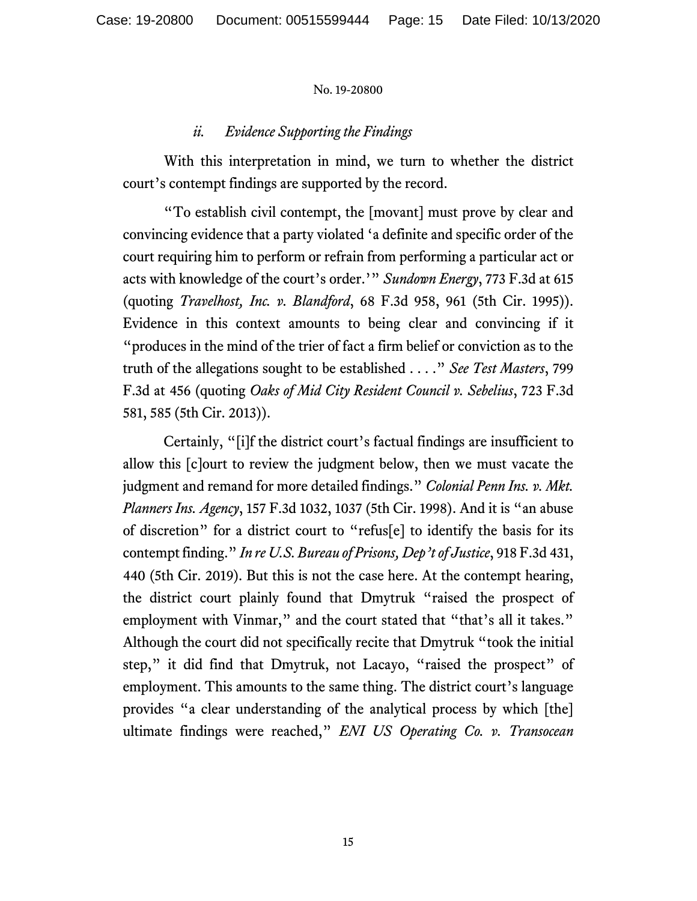### *ii. Evidence Supporting the Findings*

With this interpretation in mind, we turn to whether the district court's contempt findings are supported by the record.

"To establish civil contempt, the [movant] must prove by clear and convincing evidence that a party violated 'a definite and specific order of the court requiring him to perform or refrain from performing a particular act or acts with knowledge of the court's order.'" *Sundown Energy*, 773 F.3d at 615 (quoting *Travelhost, Inc. v. Blandford*, 68 F.3d 958, 961 (5th Cir. 1995)). Evidence in this context amounts to being clear and convincing if it "produces in the mind of the trier of fact a firm belief or conviction as to the truth of the allegations sought to be established . . . ." *See Test Masters*, 799 F.3d at 456 (quoting *Oaks of Mid City Resident Council v. Sebelius*, 723 F.3d 581, 585 (5th Cir. 2013)).

Certainly, "[i]f the district court's factual findings are insufficient to allow this [c]ourt to review the judgment below, then we must vacate the judgment and remand for more detailed findings." *Colonial Penn Ins. v. Mkt. Planners Ins. Agency*, 157 F.3d 1032, 1037 (5th Cir. 1998). And it is "an abuse of discretion" for a district court to "refus[e] to identify the basis for its contempt finding." *In re U.S. Bureau of Prisons, Dep't of Justice*, 918 F.3d 431, 440 (5th Cir. 2019). But this is not the case here. At the contempt hearing, the district court plainly found that Dmytruk "raised the prospect of employment with Vinmar," and the court stated that "that's all it takes." Although the court did not specifically recite that Dmytruk "took the initial step," it did find that Dmytruk, not Lacayo, "raised the prospect" of employment. This amounts to the same thing. The district court's language provides "a clear understanding of the analytical process by which [the] ultimate findings were reached," *ENI US Operating Co. v. Transocean*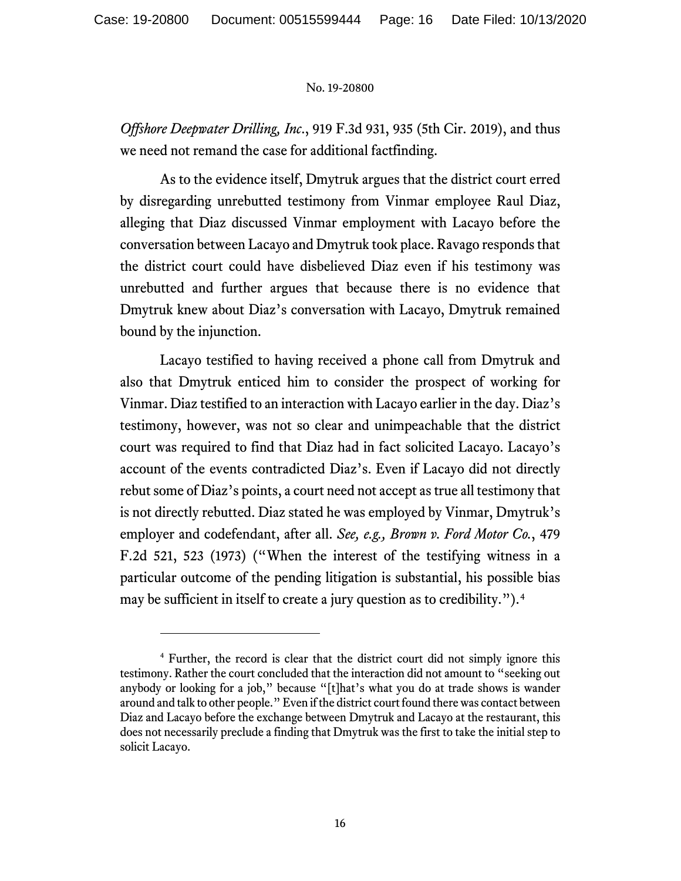*Offshore Deepwater Drilling, Inc.*, 919 F.3d 931, 935 (5th Cir. 2019), and thus we need not remand the case for additional factfinding.

As to the evidence itself, Dmytruk argues that the district court erred by disregarding unrebutted testimony from Vinmar employee Raul Diaz, alleging that Diaz discussed Vinmar employment with Lacayo before the conversation between Lacayo and Dmytruk took place. Ravago responds that the district court could have disbelieved Diaz even if his testimony was unrebutted and further argues that because there is no evidence that Dmytruk knew about Diaz's conversation with Lacayo, Dmytruk remained bound by the injunction.

Lacayo testified to having received a phone call from Dmytruk and also that Dmytruk enticed him to consider the prospect of working for Vinmar. Diaz testified to an interaction with Lacayo earlier in the day. Diaz's testimony, however, was not so clear and unimpeachable that the district court was required to find that Diaz had in fact solicited Lacayo. Lacayo's account of the events contradicted Diaz's. Even if Lacayo did not directly rebut some of Diaz's points, a court need not accept as true all testimony that is not directly rebutted. Diaz stated he was employed by Vinmar, Dmytruk's employer and codefendant, after all. *See, e.g., Brown v. Ford Motor Co.*, 479 F.2d 521, 523 (1973) ("When the interest of the testifying witness in a particular outcome of the pending litigation is substantial, his possible bias may be sufficient in itself to create a jury question as to credibility.").[4]

---

[4] Further, the record is clear that the district court did not simply ignore this testimony. Rather the court concluded that the interaction did not amount to "seeking out anybody or looking for a job," because "[t]hat's what you do at trade shows is wander around and talk to other people." Even if the district court found there was contact between Diaz and Lacayo before the exchange between Dmytruk and Lacayo at the restaurant, this does not necessarily preclude a finding that Dmytruk was the first to take the initial step to solicit Lacayo.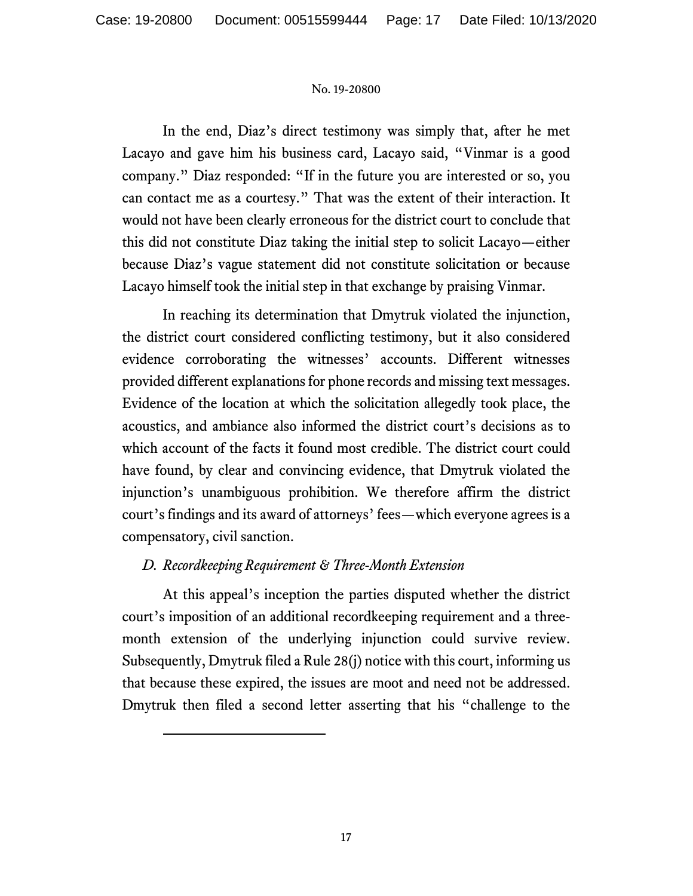In the end, Diaz's direct testimony was simply that, after he met Lacayo and gave him his business card, Lacayo said, "Vinmar is a good company." Diaz responded: "If in the future you are interested or so, you can contact me as a courtesy." That was the extent of their interaction. It would not have been clearly erroneous for the district court to conclude that this did not constitute Diaz taking the initial step to solicit Lacayo—either because Diaz's vague statement did not constitute solicitation or because Lacayo himself took the initial step in that exchange by praising Vinmar.

In reaching its determination that Dmytruk violated the injunction, the district court considered conflicting testimony, but it also considered evidence corroborating the witnesses' accounts. Different witnesses provided different explanations for phone records and missing text messages. Evidence of the location at which the solicitation allegedly took place, the acoustics, and ambiance also informed the district court's decisions as to which account of the facts it found most credible. The district court could have found, by clear and convincing evidence, that Dmytruk violated the injunction's unambiguous prohibition. We therefore affirm the district court's findings and its award of attorneys' fees—which everyone agrees is a compensatory, civil sanction.

### *D. Recordkeeping Requirement & Three-Month Extension*

At this appeal's inception the parties disputed whether the district court's imposition of an additional recordkeeping requirement and a three-month extension of the underlying injunction could survive review. Subsequently, Dmytruk filed a Rule 28(j) notice with this court, informing us that because these expired, the issues are moot and need not be addressed. Dmytruk then filed a second letter asserting that his "challenge to the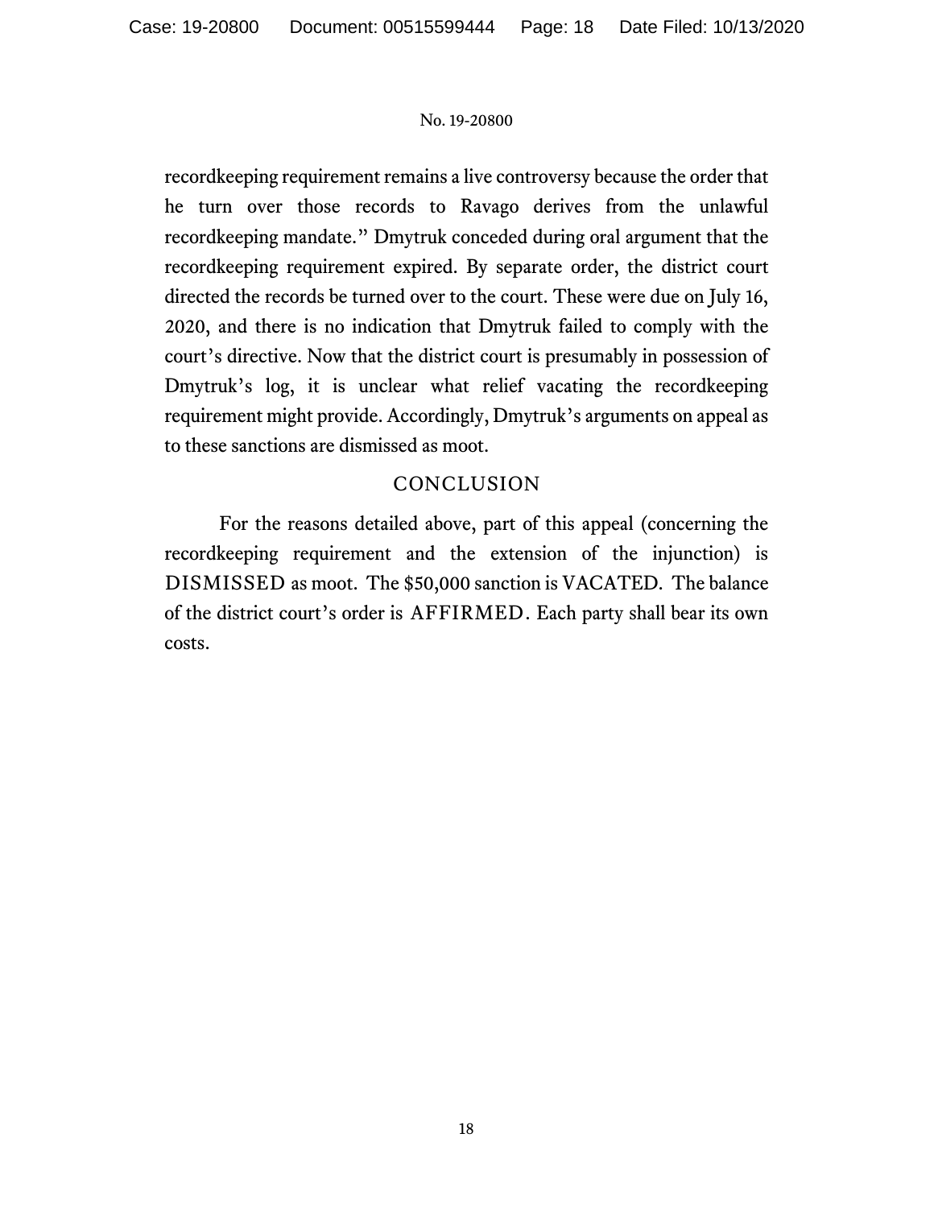recordkeeping requirement remains a live controversy because the order that he turn over those records to Ravago derives from the unlawful recordkeeping mandate." Dmytruk conceded during oral argument that the recordkeeping requirement expired. By separate order, the district court directed the records be turned over to the court. These were due on July 16, 2020, and there is no indication that Dmytruk failed to comply with the court's directive. Now that the district court is presumably in possession of Dmytruk's log, it is unclear what relief vacating the recordkeeping requirement might provide. Accordingly, Dmytruk's arguments on appeal as to these sanctions are dismissed as moot.

## CONCLUSION

For the reasons detailed above, part of this appeal (concerning the recordkeeping requirement and the extension of the injunction) is DISMISSED as moot. The $50,000 sanction is VACATED. The balance of the district court's order is AFFIRMED. Each party shall bear its own costs.